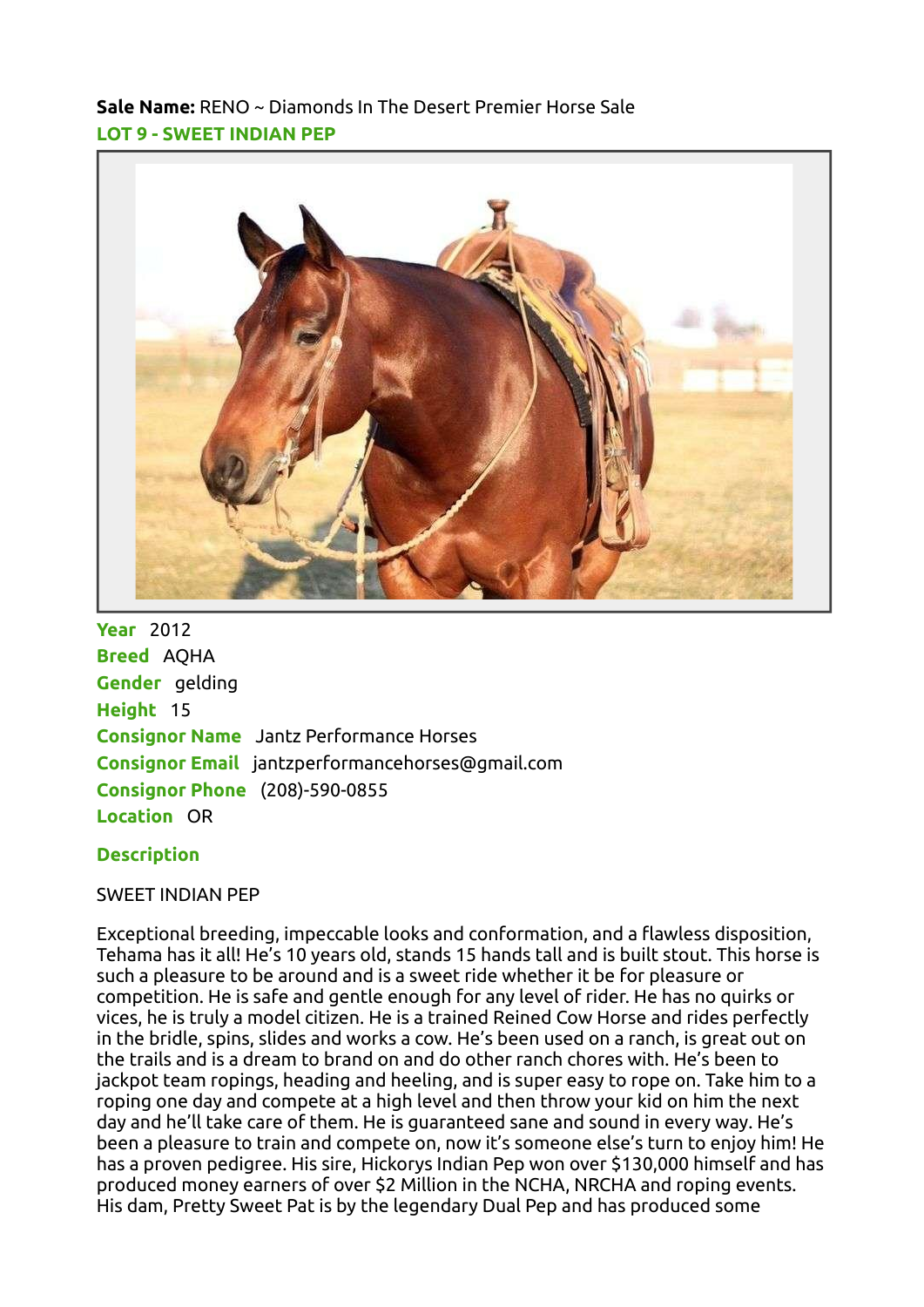**Sale Name:** RENO ~ Diamonds In The Desert Premier Horse Sale

**LOT 9 - SWEET INDIAN PEP**

**Year** 2012
**Breed** AQHA
**Gender** gelding
**Height** 15
**Consignor Name** Jantz Performance Horses
**Consignor Email** jantzperformancehorses@gmail.com
**Consignor Phone** (208)-590-0855
**Location** OR

**Description**

SWEET INDIAN PEP

Exceptional breeding, impeccable looks and conformation, and a flawless disposition, Tehama has it all! He's 10 years old, stands 15 hands tall and is built stout. This horse is such a pleasure to be around and is a sweet ride whether it be for pleasure or competition. He is safe and gentle enough for any level of rider. He has no quirks or vices, he is truly a model citizen. He is a trained Reined Cow Horse and rides perfectly in the bridle, spins, slides and works a cow. He's been used on a ranch, is great out on the trails and is a dream to brand on and do other ranch chores with. He's been to jackpot team ropings, heading and heeling, and is super easy to rope on. Take him to a roping one day and compete at a high level and then throw your kid on him the next day and he'll take care of them. He is guaranteed sane and sound in every way. He's been a pleasure to train and compete on, now it's someone else's turn to enjoy him! He has a proven pedigree. His sire, Hickorys Indian Pep won over $130,000 himself and has produced money earners of over $2 Million in the NCHA, NRCHA and roping events. His dam, Pretty Sweet Pat is by the legendary Dual Pep and has produced some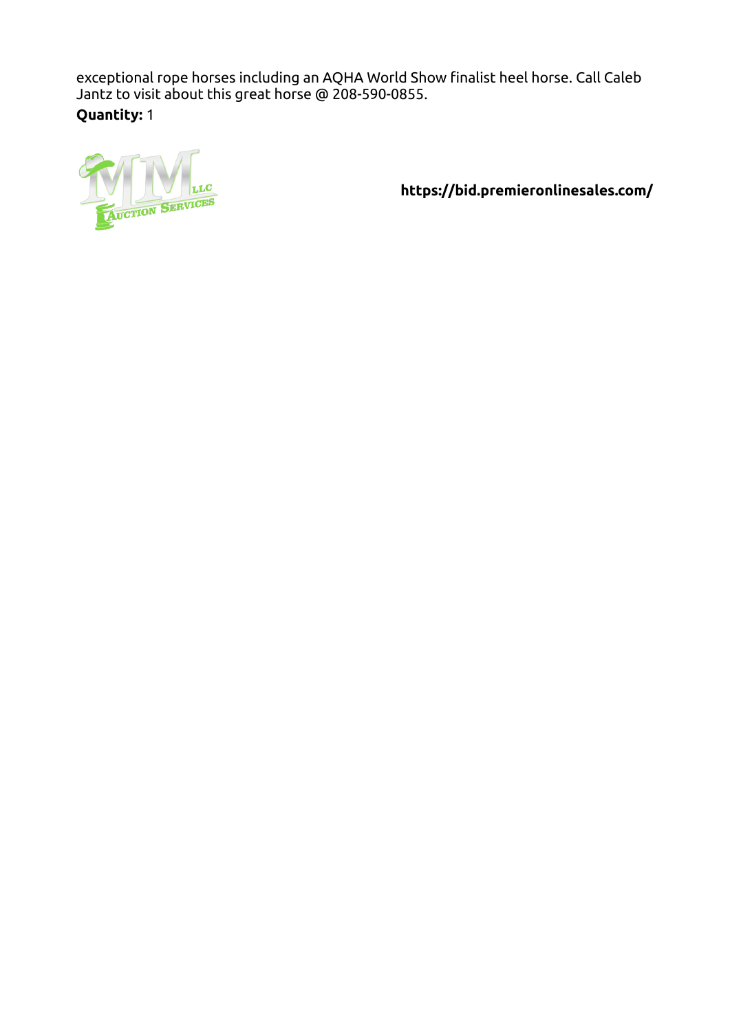exceptional rope horses including an AQHA World Show finalist heel horse. Call Caleb Jantz to visit about this great horse @ 208-590-0855.

**Quantity:** 1

**https://bid.premieronlinesales.com/**